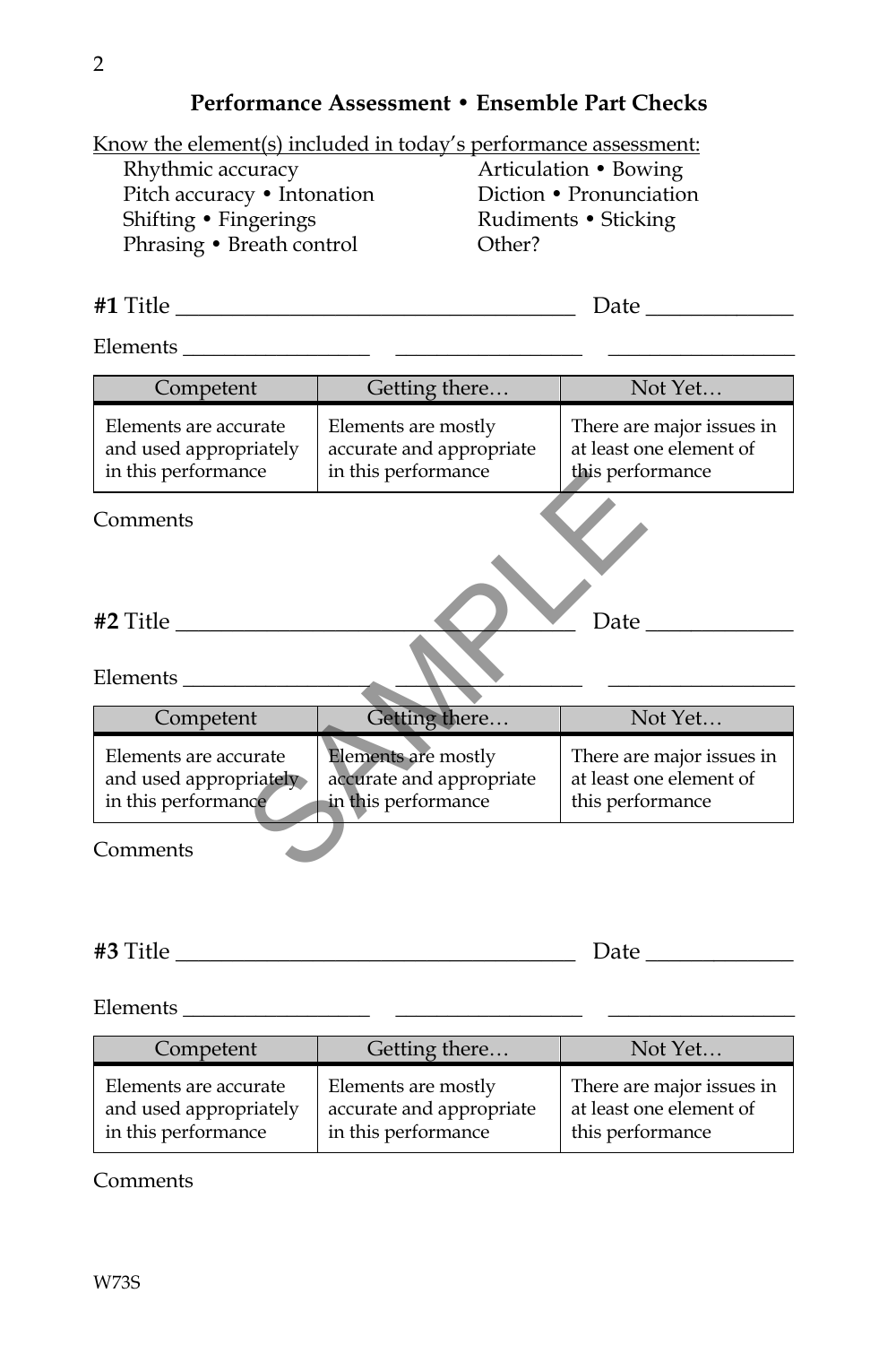## Performance Assessment • Ensemble Part Checks

Know the element(s) included in today's performance assessment:

- Rhythmic accuracy
- Pitch accuracy • Intonation
- Shifting • Fingerings
- Phrasing • Breath control
- Articulation • Bowing
- Diction • Pronunciation
- Rudiments • Sticking
- Other?

**#1** Title ___________________________________ Date _____________

Elements _________________ _________________ _________________

| Competent | Getting there… | Not Yet… |
|---|---|---|
| Elements are accurate and used appropriately in this performance | Elements are mostly accurate and appropriate in this performance | There are major issues in at least one element of this performance |

Comments

**#2** Title ___________________________________ Date _____________

Elements _________________ _________________ _________________

| Competent | Getting there… | Not Yet… |
|---|---|---|
| Elements are accurate and used appropriately in this performance | Elements are mostly accurate and appropriate in this performance | There are major issues in at least one element of this performance |

Comments

**#3** Title ___________________________________ Date _____________

Elements _________________ _________________ _________________

| Competent | Getting there… | Not Yet… |
|---|---|---|
| Elements are accurate and used appropriately in this performance | Elements are mostly accurate and appropriate in this performance | There are major issues in at least one element of this performance |

Comments

W73S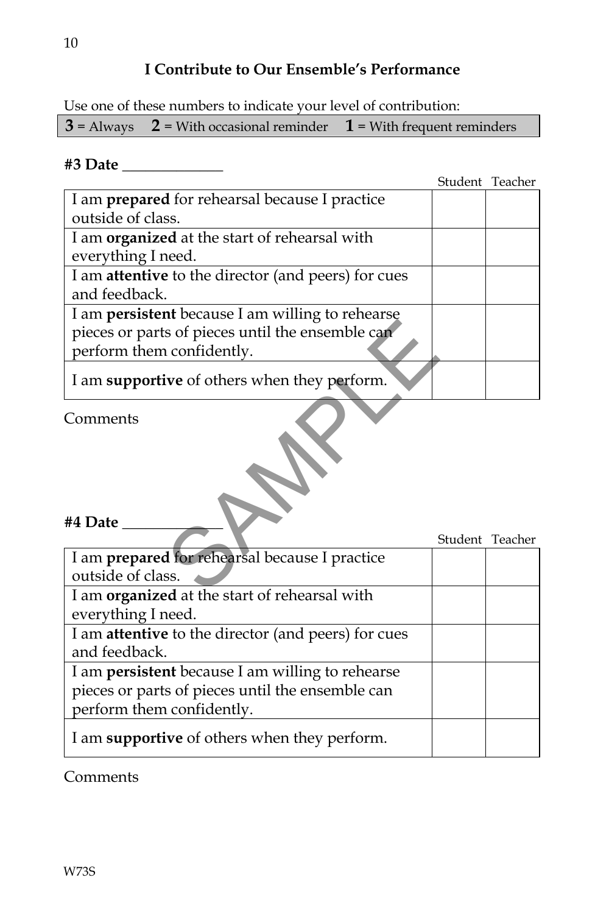## I Contribute to Our Ensemble's Performance

Use one of these numbers to indicate your level of contribution:

**3** = Always **2** = With occasional reminder **1** = With frequent reminders

**#3 Date** ______________

| | Student | Teacher |
|---|---|---|
| I am **prepared** for rehearsal because I practice outside of class. | | |
| I am **organized** at the start of rehearsal with everything I need. | | |
| I am **attentive** to the director (and peers) for cues and feedback. | | |
| I am **persistent** because I am willing to rehearse pieces or parts of pieces until the ensemble can perform them confidently. | | |
| I am **supportive** of others when they perform. | | |

Comments

**#4 Date** ______________

| | Student | Teacher |
|---|---|---|
| I am **prepared** for rehearsal because I practice outside of class. | | |
| I am **organized** at the start of rehearsal with everything I need. | | |
| I am **attentive** to the director (and peers) for cues and feedback. | | |
| I am **persistent** because I am willing to rehearse pieces or parts of pieces until the ensemble can perform them confidently. | | |
| I am **supportive** of others when they perform. | | |

Comments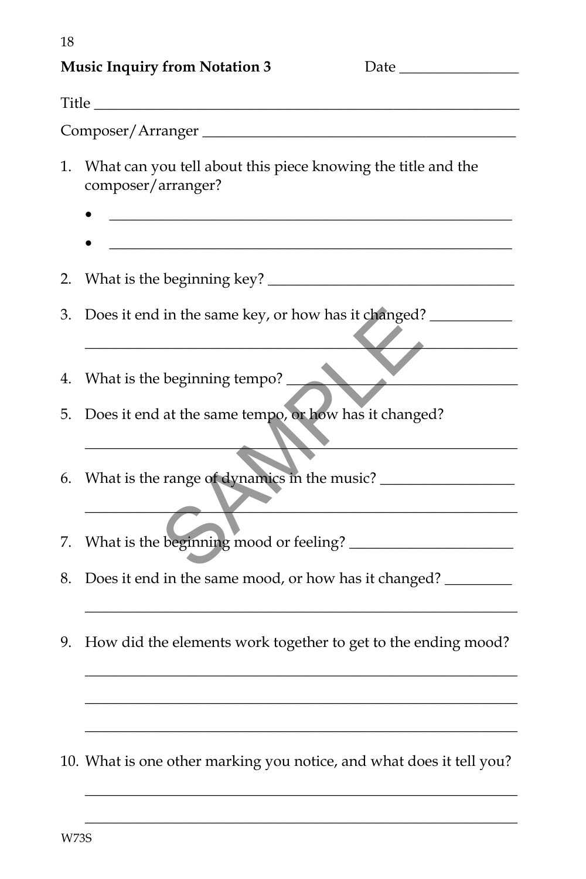**Music Inquiry from Notation 3** Date ________________

Title ____________________________________________________________

Composer/Arranger ____________________________________________

1. What can you tell about this piece knowing the title and the composer/arranger?

    - ____________________________________________________
    - ____________________________________________________

2. What is the beginning key? __________________________________

3. Does it end in the same key, or how has it changed? ___________

    ______________________________________________________________

4. What is the beginning tempo? ________________________________

5. Does it end at the same tempo, or how has it changed?

    ______________________________________________________________

6. What is the range of dynamics in the music? __________________

    ______________________________________________________________

7. What is the beginning mood or feeling? ______________________

8. Does it end in the same mood, or how has it changed? _________

    ______________________________________________________________

9. How did the elements work together to get to the ending mood?

    ______________________________________________________________

    ______________________________________________________________

    ______________________________________________________________

10. What is one other marking you notice, and what does it tell you?

    ______________________________________________________________

    ______________________________________________________________

W73S